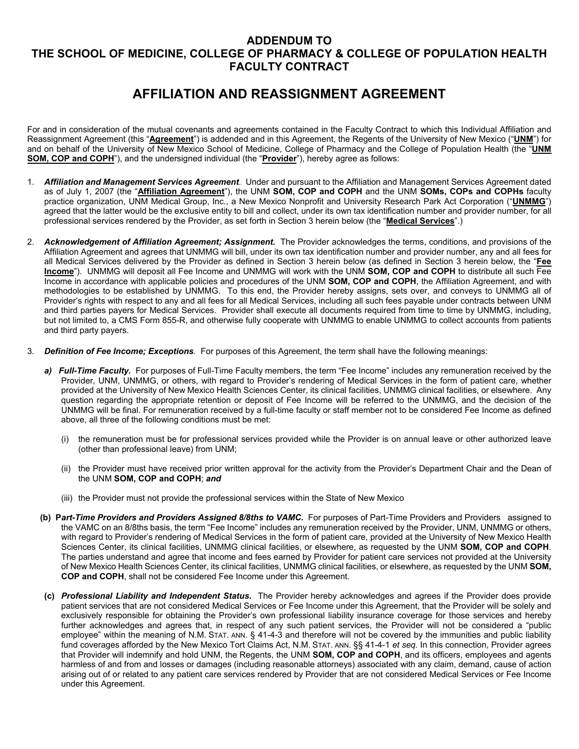# ADDENDUM TO
# THE SCHOOL OF MEDICINE, COLLEGE OF PHARMACY & COLLEGE OF POPULATION HEALTH FACULTY CONTRACT

## AFFILIATION AND REASSIGNMENT AGREEMENT

For and in consideration of the mutual covenants and agreements contained in the Faculty Contract to which this Individual Affiliation and Reassignment Agreement (this "**Agreement**") is addended and in this Agreement, the Regents of the University of New Mexico ("**UNM**") for and on behalf of the University of New Mexico School of Medicine, College of Pharmacy and the College of Population Health (the "**UNM SOM, COP and COPH**"), and the undersigned individual (the "**Provider**"), hereby agree as follows:

1. ***Affiliation and Management Services Agreement***. Under and pursuant to the Affiliation and Management Services Agreement dated as of July 1, 2007 (the "**Affiliation Agreement**"), the UNM **SOM, COP and COPH** and the UNM **SOMs, COPs and COPHs** faculty practice organization, UNM Medical Group, Inc., a New Mexico Nonprofit and University Research Park Act Corporation ("**UNMMG**") agreed that the latter would be the exclusive entity to bill and collect, under its own tax identification number and provider number, for all professional services rendered by the Provider, as set forth in Section 3 herein below (the "**Medical Services**".)

2. ***Acknowledgement of Affiliation Agreement; Assignment.*** The Provider acknowledges the terms, conditions, and provisions of the Affiliation Agreement and agrees that UNMMG will bill, under its own tax identification number and provider number, any and all fees for all Medical Services delivered by the Provider as defined in Section 3 herein below (as defined in Section 3 herein below, the "**Fee Income**"). UNMMG will deposit all Fee Income and UNMMG will work with the UNM **SOM, COP and COPH** to distribute all such Fee Income in accordance with applicable policies and procedures of the UNM **SOM, COP and COPH**, the Affiliation Agreement, and with methodologies to be established by UNMMG. To this end, the Provider hereby assigns, sets over, and conveys to UNMMG all of Provider's rights with respect to any and all fees for all Medical Services, including all such fees payable under contracts between UNM and third parties payers for Medical Services. Provider shall execute all documents required from time to time by UNMMG, including, but not limited to, a CMS Form 855-R, and otherwise fully cooperate with UNMMG to enable UNMMG to collect accounts from patients and third party payers.

3. ***Definition of Fee Income; Exceptions***. For purposes of this Agreement, the term shall have the following meanings:

   ***a) Full-Time Faculty.*** For purposes of Full-Time Faculty members, the term "Fee Income" includes any remuneration received by the Provider, UNM, UNMMG, or others, with regard to Provider's rendering of Medical Services in the form of patient care, whether provided at the University of New Mexico Health Sciences Center, its clinical facilities, UNMMG clinical facilities, or elsewhere. Any question regarding the appropriate retention or deposit of Fee Income will be referred to the UNMMG, and the decision of the UNMMG will be final. For remuneration received by a full-time faculty or staff member not to be considered Fee Income as defined above, all three of the following conditions must be met:

      (i) the remuneration must be for professional services provided while the Provider is on annual leave or other authorized leave (other than professional leave) from UNM;

      (ii) the Provider must have received prior written approval for the activity from the Provider's Department Chair and the Dean of the UNM **SOM, COP and COPH**; ***and***

      (iii) the Provider must not provide the professional services within the State of New Mexico

   **(b) P*art-Time Providers and Providers Assigned 8/8ths to VAMC.*** For purposes of Part-Time Providers and Providers assigned to the VAMC on an 8/8ths basis, the term "Fee Income" includes any remuneration received by the Provider, UNM, UNMMG or others, with regard to Provider's rendering of Medical Services in the form of patient care, provided at the University of New Mexico Health Sciences Center, its clinical facilities, UNMMG clinical facilities, or elsewhere, as requested by the UNM **SOM, COP and COPH**. The parties understand and agree that income and fees earned by Provider for patient care services not provided at the University of New Mexico Health Sciences Center, its clinical facilities, UNMMG clinical facilities, or elsewhere, as requested by the UNM **SOM, COP and COPH**, shall not be considered Fee Income under this Agreement.

   **(c) *Professional Liability and Independent Status.*** The Provider hereby acknowledges and agrees if the Provider does provide patient services that are not considered Medical Services or Fee Income under this Agreement, that the Provider will be solely and exclusively responsible for obtaining the Provider's own professional liability insurance coverage for those services and hereby further acknowledges and agrees that, in respect of any such patient services, the Provider will not be considered a "public employee" within the meaning of N.M. STAT. ANN. § 41-4-3 and therefore will not be covered by the immunities and public liability fund coverages afforded by the New Mexico Tort Claims Act, N.M. STAT. ANN. §§ 41-4-1 *et seq.* In this connection, Provider agrees that Provider will indemnify and hold UNM, the Regents, the UNM **SOM, COP and COPH**, and its officers, employees and agents harmless of and from and losses or damages (including reasonable attorneys) associated with any claim, demand, cause of action arising out of or related to any patient care services rendered by Provider that are not considered Medical Services or Fee Income under this Agreement.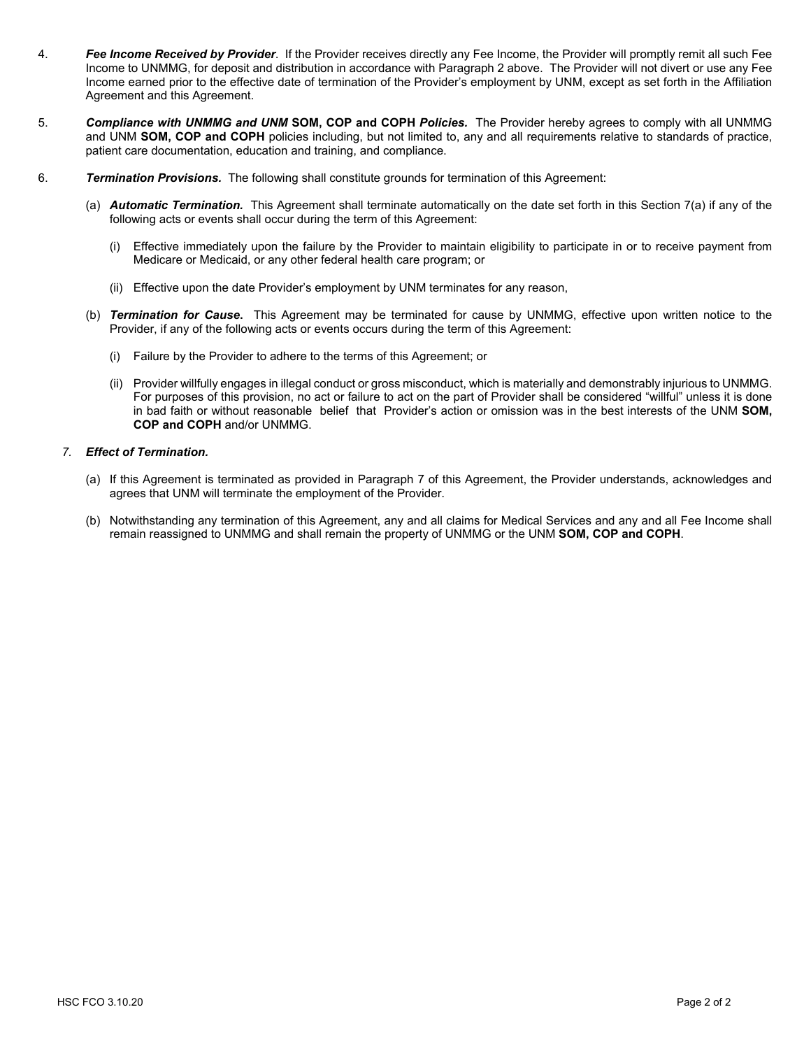4. ***Fee Income Received by Provider***. If the Provider receives directly any Fee Income, the Provider will promptly remit all such Fee Income to UNMMG, for deposit and distribution in accordance with Paragraph 2 above. The Provider will not divert or use any Fee Income earned prior to the effective date of termination of the Provider's employment by UNM, except as set forth in the Affiliation Agreement and this Agreement.

5. ***Compliance with UNMMG and UNM* SOM, COP and COPH *Policies.*** The Provider hereby agrees to comply with all UNMMG and UNM **SOM, COP and COPH** policies including, but not limited to, any and all requirements relative to standards of practice, patient care documentation, education and training, and compliance.

6. ***Termination Provisions.*** The following shall constitute grounds for termination of this Agreement:

   (a) ***Automatic Termination.*** This Agreement shall terminate automatically on the date set forth in this Section 7(a) if any of the following acts or events shall occur during the term of this Agreement:

   (i) Effective immediately upon the failure by the Provider to maintain eligibility to participate in or to receive payment from Medicare or Medicaid, or any other federal health care program; or

   (ii) Effective upon the date Provider's employment by UNM terminates for any reason,

   (b) ***Termination for Cause.*** This Agreement may be terminated for cause by UNMMG, effective upon written notice to the Provider, if any of the following acts or events occurs during the term of this Agreement:

   (i) Failure by the Provider to adhere to the terms of this Agreement; or

   (ii) Provider willfully engages in illegal conduct or gross misconduct, which is materially and demonstrably injurious to UNMMG. For purposes of this provision, no act or failure to act on the part of Provider shall be considered "willful" unless it is done in bad faith or without reasonable belief that Provider's action or omission was in the best interests of the UNM **SOM, COP and COPH** and/or UNMMG.

7. ***Effect of Termination.***

   (a) If this Agreement is terminated as provided in Paragraph 7 of this Agreement, the Provider understands, acknowledges and agrees that UNM will terminate the employment of the Provider.

   (b) Notwithstanding any termination of this Agreement, any and all claims for Medical Services and any and all Fee Income shall remain reassigned to UNMMG and shall remain the property of UNMMG or the UNM **SOM, COP and COPH**.

HSC FCO 3.10.20